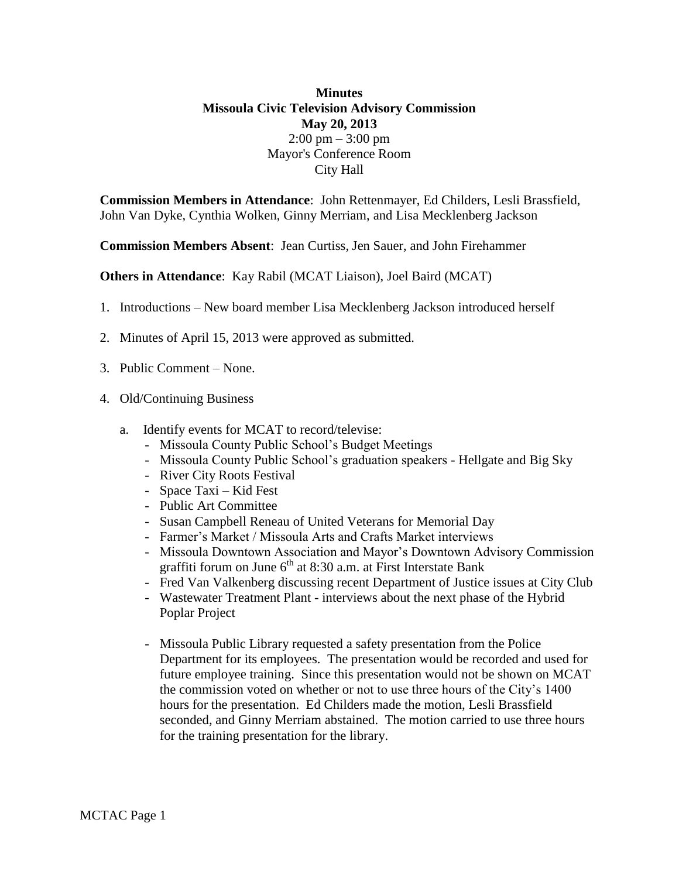**Minutes**
**Missoula Civic Television Advisory Commission**
**May 20, 2013**
2:00 pm – 3:00 pm
Mayor's Conference Room
City Hall

**Commission Members in Attendance**: John Rettenmayer, Ed Childers, Lesli Brassfield, John Van Dyke, Cynthia Wolken, Ginny Merriam, and Lisa Mecklenberg Jackson

**Commission Members Absent**: Jean Curtiss, Jen Sauer, and John Firehammer

**Others in Attendance**: Kay Rabil (MCAT Liaison), Joel Baird (MCAT)

1. Introductions – New board member Lisa Mecklenberg Jackson introduced herself

2. Minutes of April 15, 2013 were approved as submitted.

3. Public Comment – None.

4. Old/Continuing Business

   a. Identify events for MCAT to record/televise:
      - Missoula County Public School's Budget Meetings
      - Missoula County Public School's graduation speakers - Hellgate and Big Sky
      - River City Roots Festival
      - Space Taxi – Kid Fest
      - Public Art Committee
      - Susan Campbell Reneau of United Veterans for Memorial Day
      - Farmer's Market / Missoula Arts and Crafts Market interviews
      - Missoula Downtown Association and Mayor's Downtown Advisory Commission graffiti forum on June 6th at 8:30 a.m. at First Interstate Bank
      - Fred Van Valkenberg discussing recent Department of Justice issues at City Club
      - Wastewater Treatment Plant - interviews about the next phase of the Hybrid Poplar Project
      - Missoula Public Library requested a safety presentation from the Police Department for its employees. The presentation would be recorded and used for future employee training. Since this presentation would not be shown on MCAT the commission voted on whether or not to use three hours of the City's 1400 hours for the presentation. Ed Childers made the motion, Lesli Brassfield seconded, and Ginny Merriam abstained. The motion carried to use three hours for the training presentation for the library.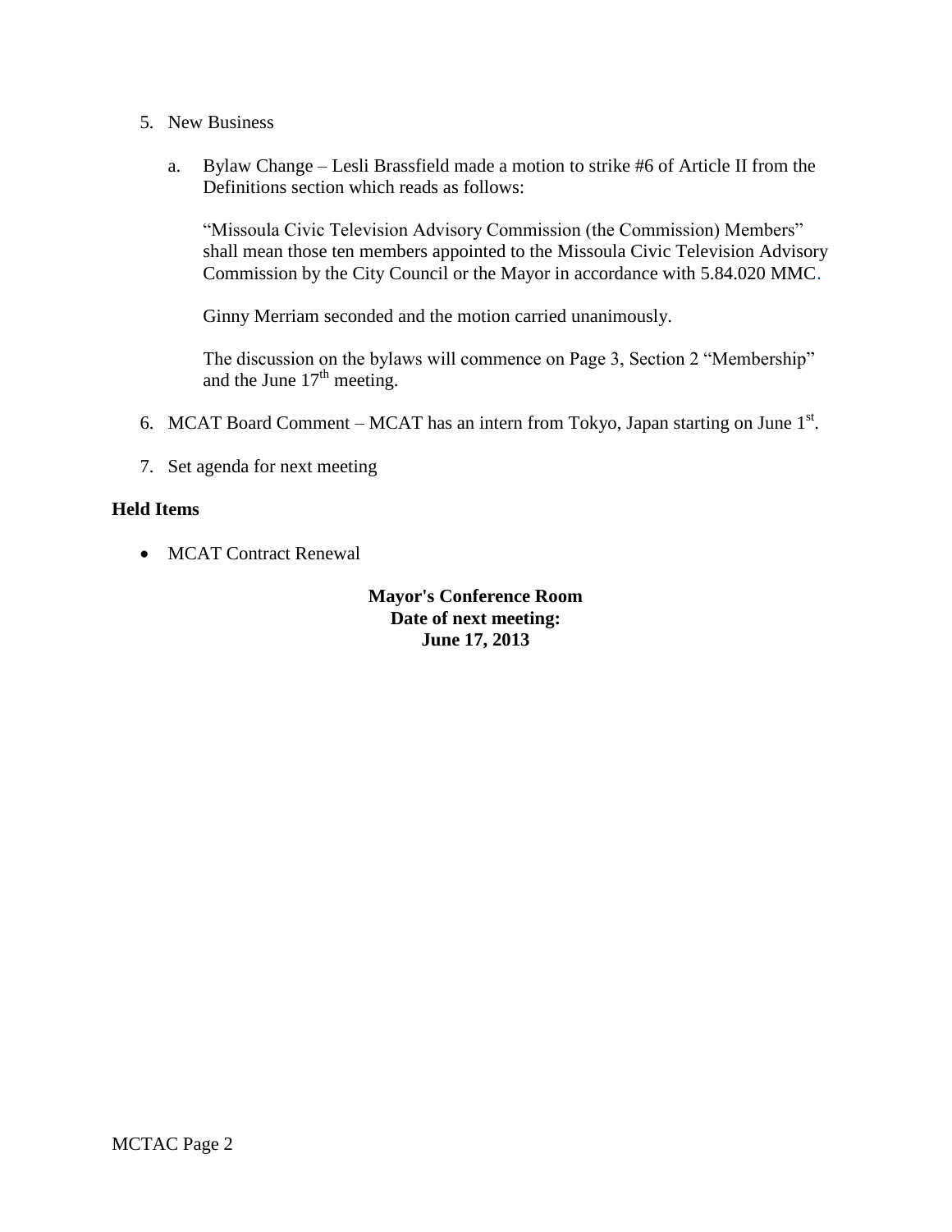5. New Business

   a. Bylaw Change – Lesli Brassfield made a motion to strike #6 of Article II from the Definitions section which reads as follows:

      “Missoula Civic Television Advisory Commission (the Commission) Members” shall mean those ten members appointed to the Missoula Civic Television Advisory Commission by the City Council or the Mayor in accordance with 5.84.020 MMC.

      Ginny Merriam seconded and the motion carried unanimously.

      The discussion on the bylaws will commence on Page 3, Section 2 “Membership” and the June 17th meeting.

6. MCAT Board Comment – MCAT has an intern from Tokyo, Japan starting on June 1st.

7. Set agenda for next meeting

**Held Items**

- MCAT Contract Renewal

**Mayor's Conference Room**
**Date of next meeting:**
**June 17, 2013**